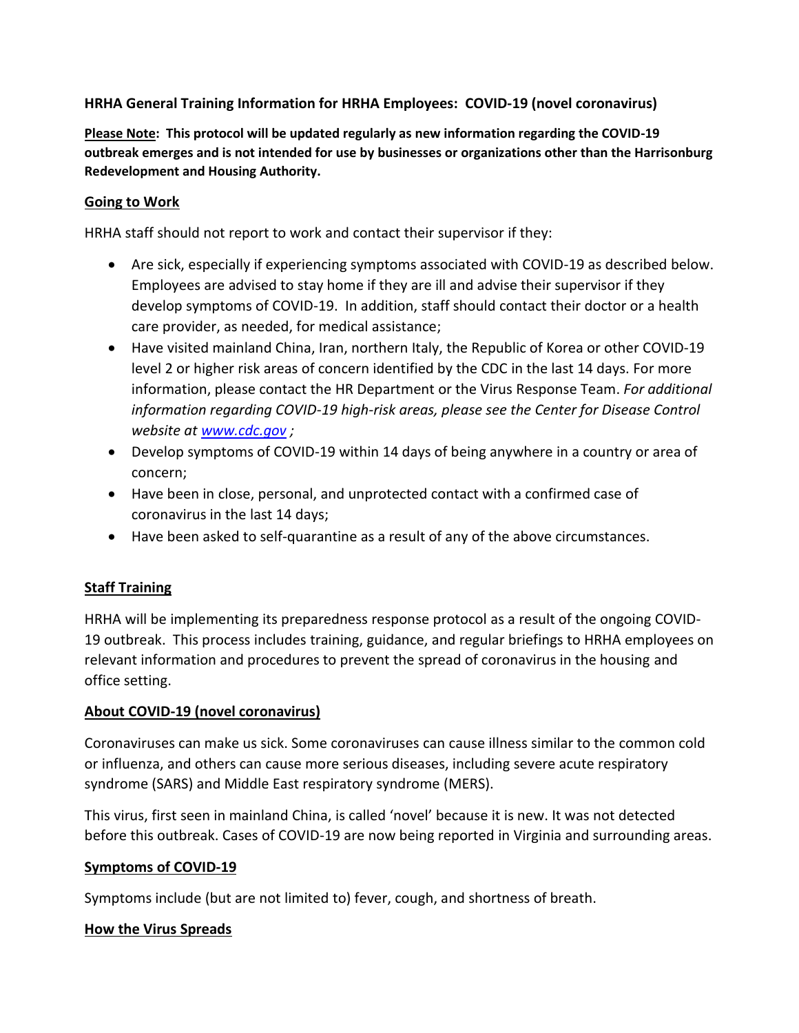**HRHA General Training Information for HRHA Employees: COVID-19 (novel coronavirus)**

**Please Note: This protocol will be updated regularly as new information regarding the COVID-19 outbreak emerges and is not intended for use by businesses or organizations other than the Harrisonburg Redevelopment and Housing Authority.**

## Going to Work

HRHA staff should not report to work and contact their supervisor if they:

- Are sick, especially if experiencing symptoms associated with COVID-19 as described below. Employees are advised to stay home if they are ill and advise their supervisor if they develop symptoms of COVID-19. In addition, staff should contact their doctor or a health care provider, as needed, for medical assistance;
- Have visited mainland China, Iran, northern Italy, the Republic of Korea or other COVID-19 level 2 or higher risk areas of concern identified by the CDC in the last 14 days. For more information, please contact the HR Department or the Virus Response Team. *For additional information regarding COVID-19 high-risk areas, please see the Center for Disease Control website at [www.cdc.gov](www.cdc.gov) ;*
- Develop symptoms of COVID-19 within 14 days of being anywhere in a country or area of concern;
- Have been in close, personal, and unprotected contact with a confirmed case of coronavirus in the last 14 days;
- Have been asked to self-quarantine as a result of any of the above circumstances.

## Staff Training

HRHA will be implementing its preparedness response protocol as a result of the ongoing COVID-19 outbreak. This process includes training, guidance, and regular briefings to HRHA employees on relevant information and procedures to prevent the spread of coronavirus in the housing and office setting.

## About COVID-19 (novel coronavirus)

Coronaviruses can make us sick. Some coronaviruses can cause illness similar to the common cold or influenza, and others can cause more serious diseases, including severe acute respiratory syndrome (SARS) and Middle East respiratory syndrome (MERS).

This virus, first seen in mainland China, is called 'novel' because it is new. It was not detected before this outbreak. Cases of COVID-19 are now being reported in Virginia and surrounding areas.

## Symptoms of COVID-19

Symptoms include (but are not limited to) fever, cough, and shortness of breath.

## How the Virus Spreads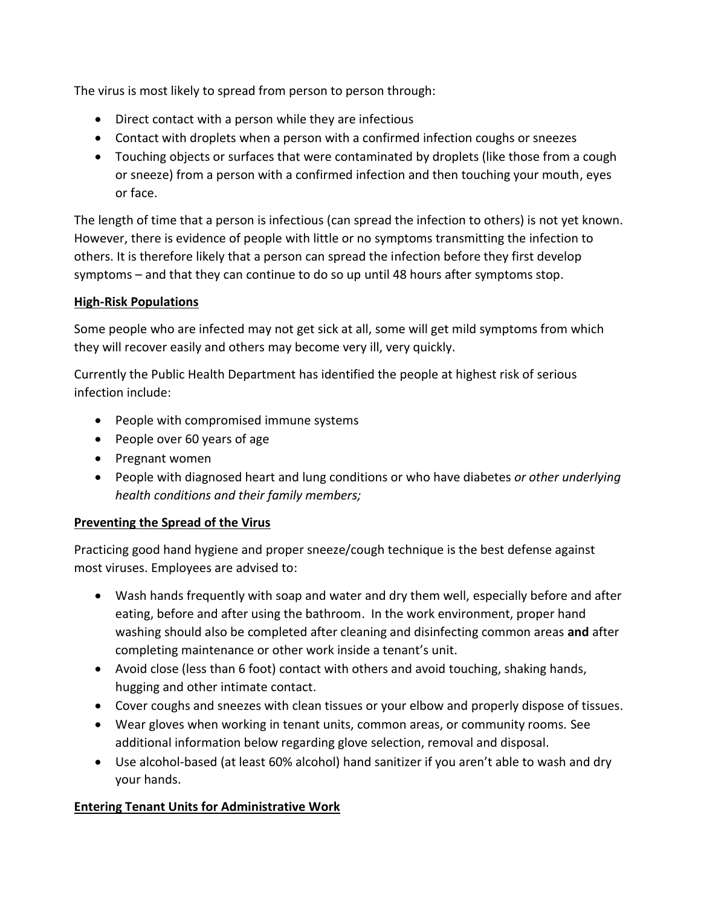The virus is most likely to spread from person to person through:

- Direct contact with a person while they are infectious
- Contact with droplets when a person with a confirmed infection coughs or sneezes
- Touching objects or surfaces that were contaminated by droplets (like those from a cough or sneeze) from a person with a confirmed infection and then touching your mouth, eyes or face.

The length of time that a person is infectious (can spread the infection to others) is not yet known. However, there is evidence of people with little or no symptoms transmitting the infection to others. It is therefore likely that a person can spread the infection before they first develop symptoms – and that they can continue to do so up until 48 hours after symptoms stop.

**High-Risk Populations**

Some people who are infected may not get sick at all, some will get mild symptoms from which they will recover easily and others may become very ill, very quickly.

Currently the Public Health Department has identified the people at highest risk of serious infection include:

- People with compromised immune systems
- People over 60 years of age
- Pregnant women
- People with diagnosed heart and lung conditions or who have diabetes *or other underlying health conditions and their family members;*

**Preventing the Spread of the Virus**

Practicing good hand hygiene and proper sneeze/cough technique is the best defense against most viruses. Employees are advised to:

- Wash hands frequently with soap and water and dry them well, especially before and after eating, before and after using the bathroom. In the work environment, proper hand washing should also be completed after cleaning and disinfecting common areas **and** after completing maintenance or other work inside a tenant's unit.
- Avoid close (less than 6 foot) contact with others and avoid touching, shaking hands, hugging and other intimate contact.
- Cover coughs and sneezes with clean tissues or your elbow and properly dispose of tissues.
- Wear gloves when working in tenant units, common areas, or community rooms. See additional information below regarding glove selection, removal and disposal.
- Use alcohol-based (at least 60% alcohol) hand sanitizer if you aren't able to wash and dry your hands.

**Entering Tenant Units for Administrative Work**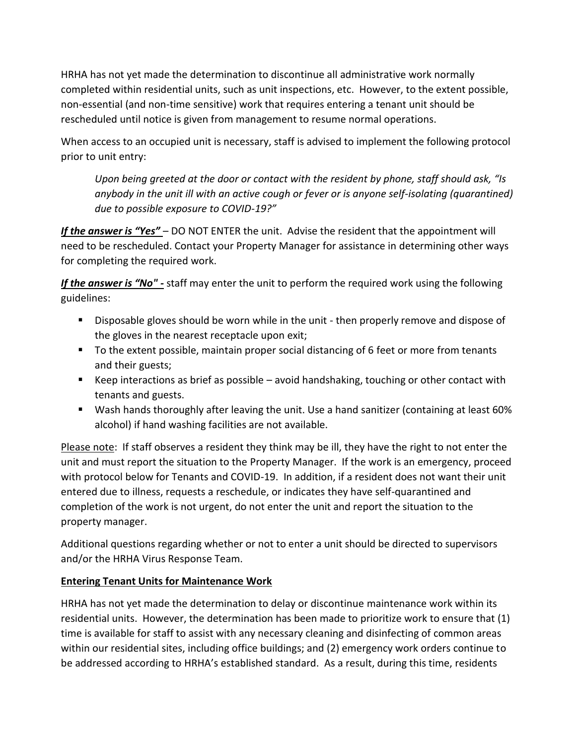HRHA has not yet made the determination to discontinue all administrative work normally completed within residential units, such as unit inspections, etc. However, to the extent possible, non-essential (and non-time sensitive) work that requires entering a tenant unit should be rescheduled until notice is given from management to resume normal operations.

When access to an occupied unit is necessary, staff is advised to implement the following protocol prior to unit entry:

> *Upon being greeted at the door or contact with the resident by phone, staff should ask, "Is anybody in the unit ill with an active cough or fever or is anyone self-isolating (quarantined) due to possible exposure to COVID-19?"*

***If the answer is "Yes"*** – DO NOT ENTER the unit. Advise the resident that the appointment will need to be rescheduled. Contact your Property Manager for assistance in determining other ways for completing the required work.

***If the answer is "No" -*** staff may enter the unit to perform the required work using the following guidelines:

- Disposable gloves should be worn while in the unit - then properly remove and dispose of the gloves in the nearest receptacle upon exit;
- To the extent possible, maintain proper social distancing of 6 feet or more from tenants and their guests;
- Keep interactions as brief as possible – avoid handshaking, touching or other contact with tenants and guests.
- Wash hands thoroughly after leaving the unit. Use a hand sanitizer (containing at least 60% alcohol) if hand washing facilities are not available.

Please note: If staff observes a resident they think may be ill, they have the right to not enter the unit and must report the situation to the Property Manager. If the work is an emergency, proceed with protocol below for Tenants and COVID-19. In addition, if a resident does not want their unit entered due to illness, requests a reschedule, or indicates they have self-quarantined and completion of the work is not urgent, do not enter the unit and report the situation to the property manager.

Additional questions regarding whether or not to enter a unit should be directed to supervisors and/or the HRHA Virus Response Team.

**Entering Tenant Units for Maintenance Work**

HRHA has not yet made the determination to delay or discontinue maintenance work within its residential units. However, the determination has been made to prioritize work to ensure that (1) time is available for staff to assist with any necessary cleaning and disinfecting of common areas within our residential sites, including office buildings; and (2) emergency work orders continue to be addressed according to HRHA's established standard. As a result, during this time, residents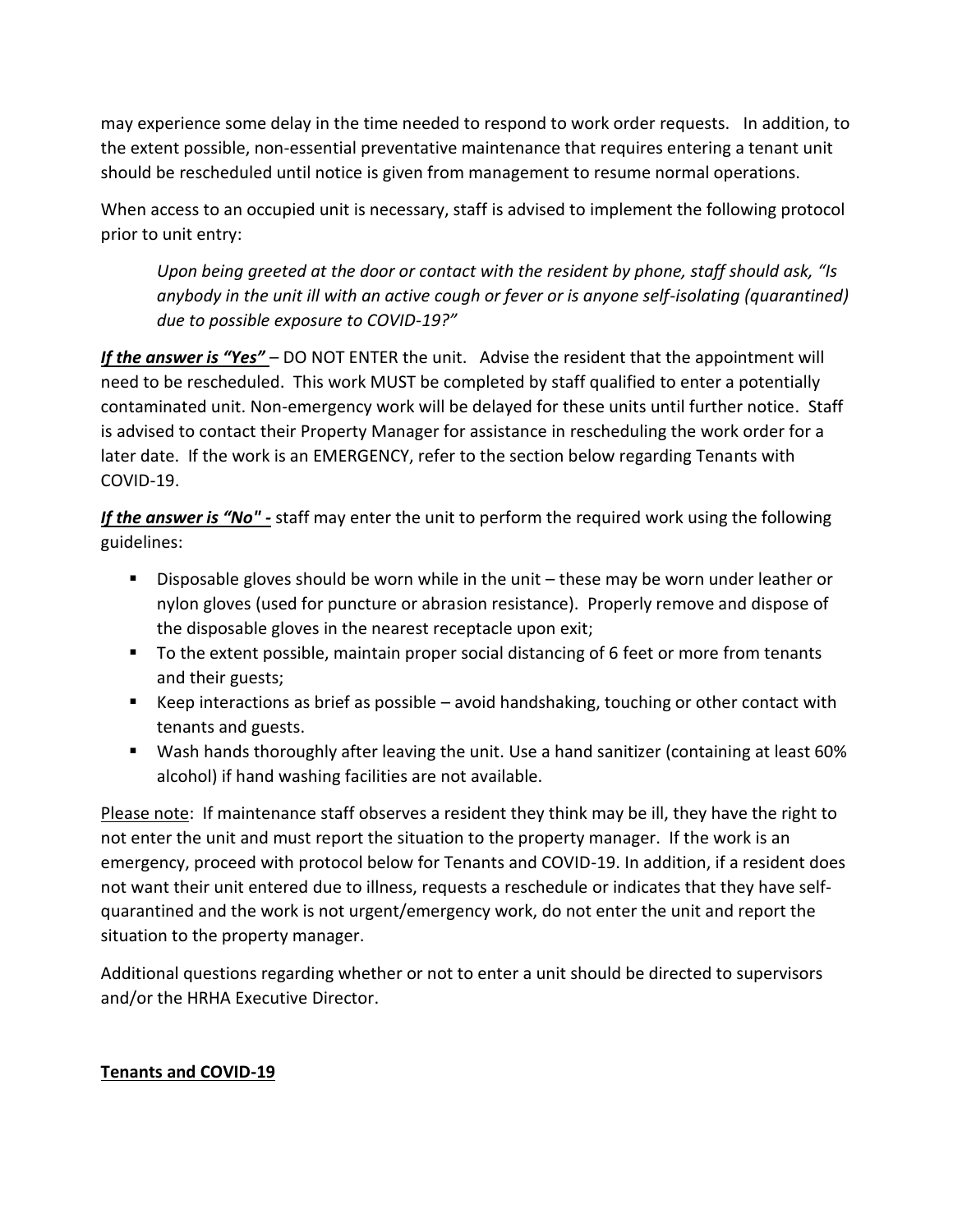may experience some delay in the time needed to respond to work order requests. In addition, to the extent possible, non-essential preventative maintenance that requires entering a tenant unit should be rescheduled until notice is given from management to resume normal operations.

When access to an occupied unit is necessary, staff is advised to implement the following protocol prior to unit entry:

> *Upon being greeted at the door or contact with the resident by phone, staff should ask, "Is anybody in the unit ill with an active cough or fever or is anyone self-isolating (quarantined) due to possible exposure to COVID-19?"*

***If the answer is "Yes"*** – DO NOT ENTER the unit. Advise the resident that the appointment will need to be rescheduled. This work MUST be completed by staff qualified to enter a potentially contaminated unit. Non-emergency work will be delayed for these units until further notice. Staff is advised to contact their Property Manager for assistance in rescheduling the work order for a later date. If the work is an EMERGENCY, refer to the section below regarding Tenants with COVID-19.

***If the answer is "No" -*** staff may enter the unit to perform the required work using the following guidelines:

- Disposable gloves should be worn while in the unit – these may be worn under leather or nylon gloves (used for puncture or abrasion resistance). Properly remove and dispose of the disposable gloves in the nearest receptacle upon exit;
- To the extent possible, maintain proper social distancing of 6 feet or more from tenants and their guests;
- Keep interactions as brief as possible – avoid handshaking, touching or other contact with tenants and guests.
- Wash hands thoroughly after leaving the unit. Use a hand sanitizer (containing at least 60% alcohol) if hand washing facilities are not available.

Please note: If maintenance staff observes a resident they think may be ill, they have the right to not enter the unit and must report the situation to the property manager. If the work is an emergency, proceed with protocol below for Tenants and COVID-19. In addition, if a resident does not want their unit entered due to illness, requests a reschedule or indicates that they have self-quarantined and the work is not urgent/emergency work, do not enter the unit and report the situation to the property manager.

Additional questions regarding whether or not to enter a unit should be directed to supervisors and/or the HRHA Executive Director.

## Tenants and COVID-19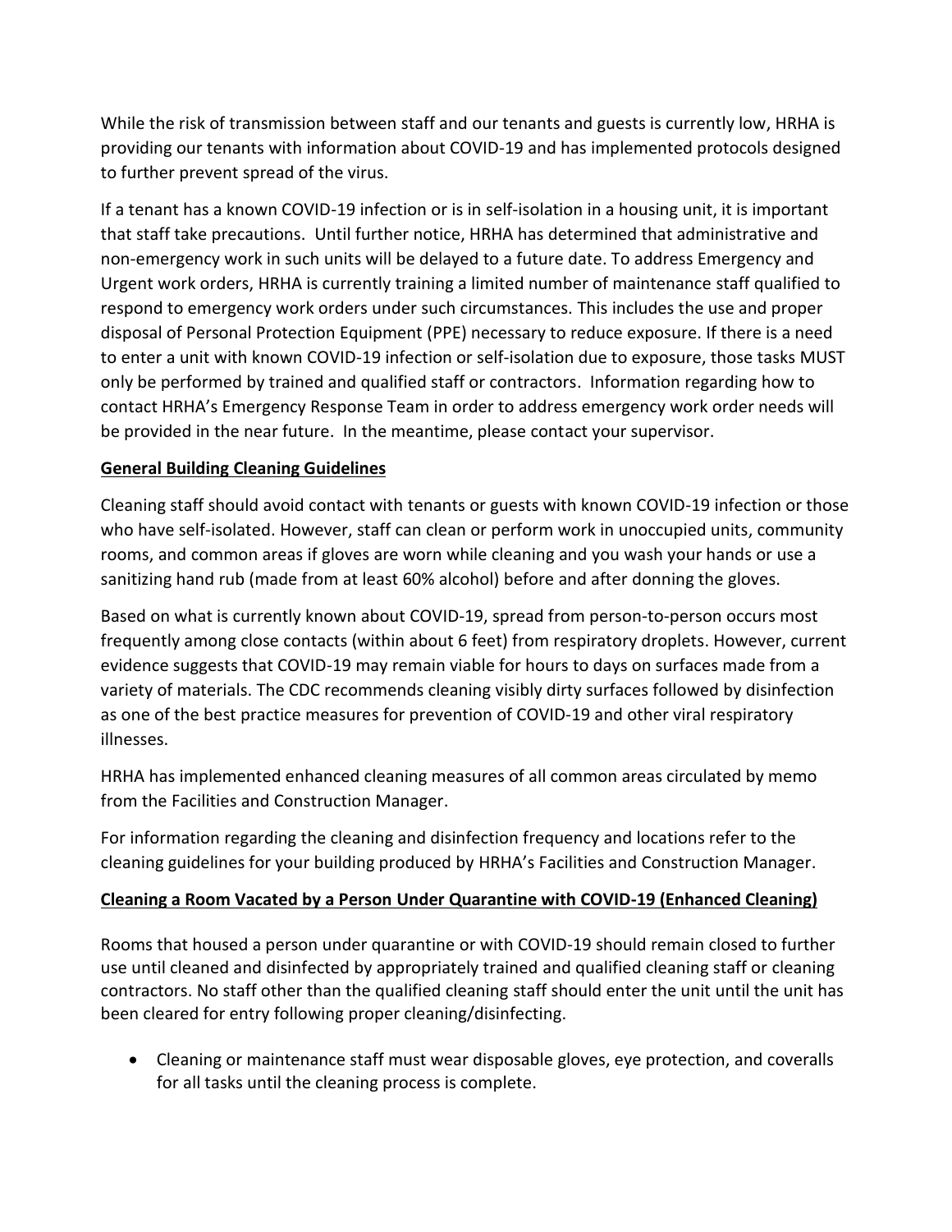While the risk of transmission between staff and our tenants and guests is currently low, HRHA is providing our tenants with information about COVID-19 and has implemented protocols designed to further prevent spread of the virus.

If a tenant has a known COVID-19 infection or is in self-isolation in a housing unit, it is important that staff take precautions. Until further notice, HRHA has determined that administrative and non-emergency work in such units will be delayed to a future date. To address Emergency and Urgent work orders, HRHA is currently training a limited number of maintenance staff qualified to respond to emergency work orders under such circumstances. This includes the use and proper disposal of Personal Protection Equipment (PPE) necessary to reduce exposure. If there is a need to enter a unit with known COVID-19 infection or self-isolation due to exposure, those tasks MUST only be performed by trained and qualified staff or contractors. Information regarding how to contact HRHA's Emergency Response Team in order to address emergency work order needs will be provided in the near future. In the meantime, please contact your supervisor.

**General Building Cleaning Guidelines**

Cleaning staff should avoid contact with tenants or guests with known COVID-19 infection or those who have self-isolated. However, staff can clean or perform work in unoccupied units, community rooms, and common areas if gloves are worn while cleaning and you wash your hands or use a sanitizing hand rub (made from at least 60% alcohol) before and after donning the gloves.

Based on what is currently known about COVID-19, spread from person-to-person occurs most frequently among close contacts (within about 6 feet) from respiratory droplets. However, current evidence suggests that COVID-19 may remain viable for hours to days on surfaces made from a variety of materials. The CDC recommends cleaning visibly dirty surfaces followed by disinfection as one of the best practice measures for prevention of COVID-19 and other viral respiratory illnesses.

HRHA has implemented enhanced cleaning measures of all common areas circulated by memo from the Facilities and Construction Manager.

For information regarding the cleaning and disinfection frequency and locations refer to the cleaning guidelines for your building produced by HRHA's Facilities and Construction Manager.

**Cleaning a Room Vacated by a Person Under Quarantine with COVID-19 (Enhanced Cleaning)**

Rooms that housed a person under quarantine or with COVID-19 should remain closed to further use until cleaned and disinfected by appropriately trained and qualified cleaning staff or cleaning contractors. No staff other than the qualified cleaning staff should enter the unit until the unit has been cleared for entry following proper cleaning/disinfecting.

- Cleaning or maintenance staff must wear disposable gloves, eye protection, and coveralls for all tasks until the cleaning process is complete.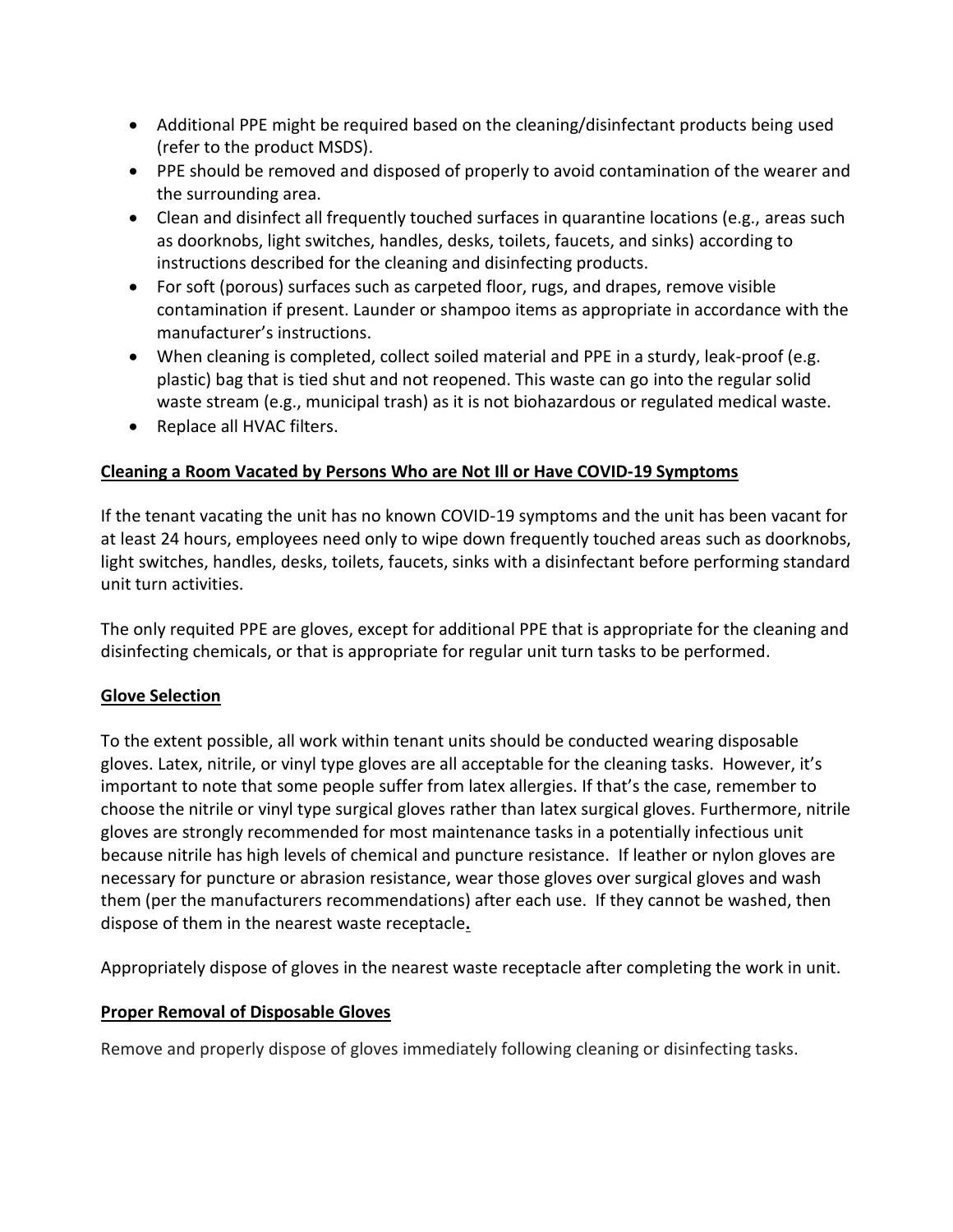- Additional PPE might be required based on the cleaning/disinfectant products being used (refer to the product MSDS).
- PPE should be removed and disposed of properly to avoid contamination of the wearer and the surrounding area.
- Clean and disinfect all frequently touched surfaces in quarantine locations (e.g., areas such as doorknobs, light switches, handles, desks, toilets, faucets, and sinks) according to instructions described for the cleaning and disinfecting products.
- For soft (porous) surfaces such as carpeted floor, rugs, and drapes, remove visible contamination if present. Launder or shampoo items as appropriate in accordance with the manufacturer's instructions.
- When cleaning is completed, collect soiled material and PPE in a sturdy, leak-proof (e.g. plastic) bag that is tied shut and not reopened. This waste can go into the regular solid waste stream (e.g., municipal trash) as it is not biohazardous or regulated medical waste.
- Replace all HVAC filters.

**Cleaning a Room Vacated by Persons Who are Not Ill or Have COVID-19 Symptoms**

If the tenant vacating the unit has no known COVID-19 symptoms and the unit has been vacant for at least 24 hours, employees need only to wipe down frequently touched areas such as doorknobs, light switches, handles, desks, toilets, faucets, sinks with a disinfectant before performing standard unit turn activities.

The only requited PPE are gloves, except for additional PPE that is appropriate for the cleaning and disinfecting chemicals, or that is appropriate for regular unit turn tasks to be performed.

**Glove Selection**

To the extent possible, all work within tenant units should be conducted wearing disposable gloves. Latex, nitrile, or vinyl type gloves are all acceptable for the cleaning tasks. However, it's important to note that some people suffer from latex allergies. If that's the case, remember to choose the nitrile or vinyl type surgical gloves rather than latex surgical gloves. Furthermore, nitrile gloves are strongly recommended for most maintenance tasks in a potentially infectious unit because nitrile has high levels of chemical and puncture resistance. If leather or nylon gloves are necessary for puncture or abrasion resistance, wear those gloves over surgical gloves and wash them (per the manufacturers recommendations) after each use. If they cannot be washed, then dispose of them in the nearest waste receptacle.

Appropriately dispose of gloves in the nearest waste receptacle after completing the work in unit.

**Proper Removal of Disposable Gloves**

Remove and properly dispose of gloves immediately following cleaning or disinfecting tasks.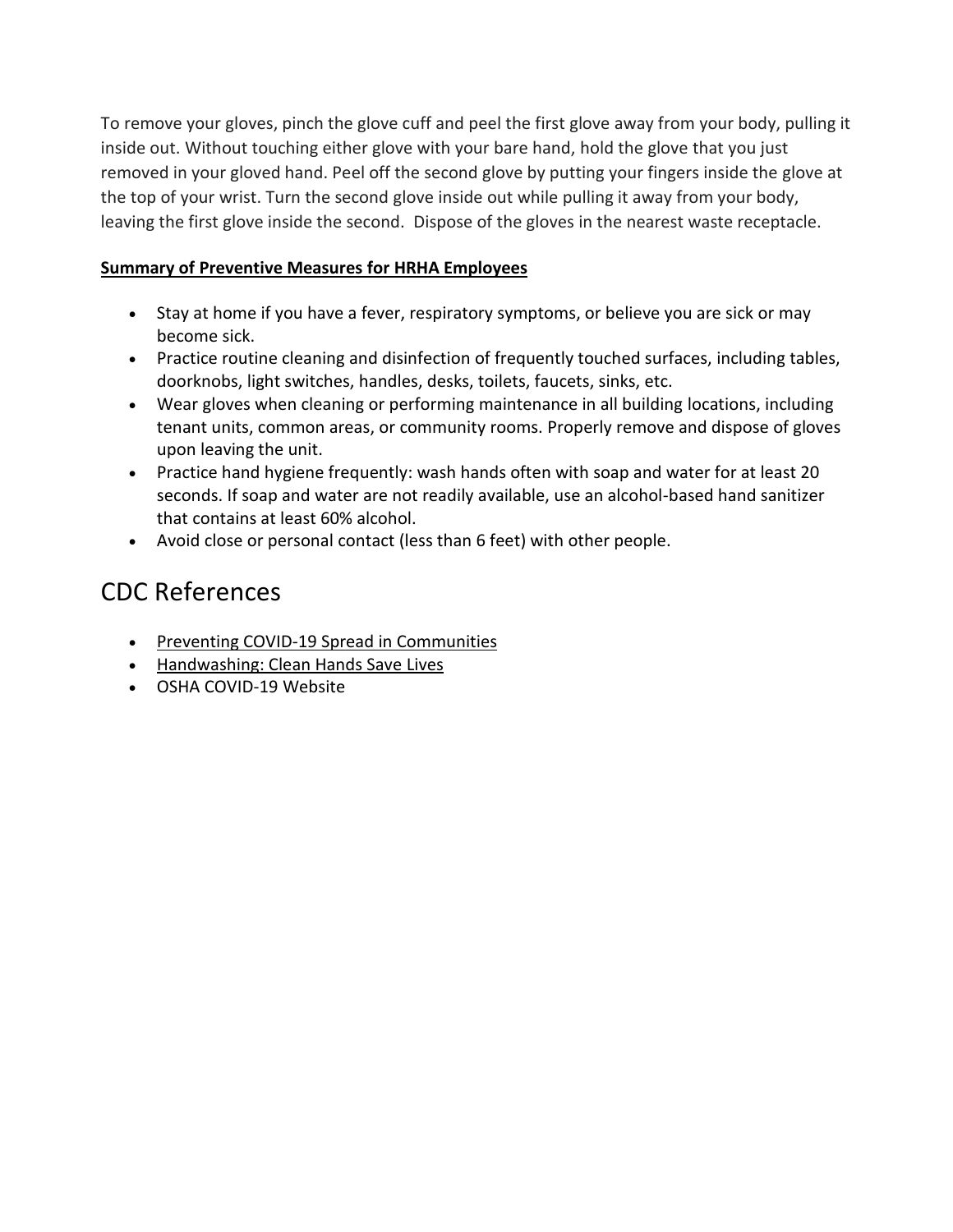To remove your gloves, pinch the glove cuff and peel the first glove away from your body, pulling it inside out. Without touching either glove with your bare hand, hold the glove that you just removed in your gloved hand. Peel off the second glove by putting your fingers inside the glove at the top of your wrist. Turn the second glove inside out while pulling it away from your body, leaving the first glove inside the second. Dispose of the gloves in the nearest waste receptacle.

**Summary of Preventive Measures for HRHA Employees**

- Stay at home if you have a fever, respiratory symptoms, or believe you are sick or may become sick.
- Practice routine cleaning and disinfection of frequently touched surfaces, including tables, doorknobs, light switches, handles, desks, toilets, faucets, sinks, etc.
- Wear gloves when cleaning or performing maintenance in all building locations, including tenant units, common areas, or community rooms. Properly remove and dispose of gloves upon leaving the unit.
- Practice hand hygiene frequently: wash hands often with soap and water for at least 20 seconds. If soap and water are not readily available, use an alcohol-based hand sanitizer that contains at least 60% alcohol.
- Avoid close or personal contact (less than 6 feet) with other people.

# CDC References

- Preventing COVID-19 Spread in Communities
- Handwashing: Clean Hands Save Lives
- OSHA COVID-19 Website